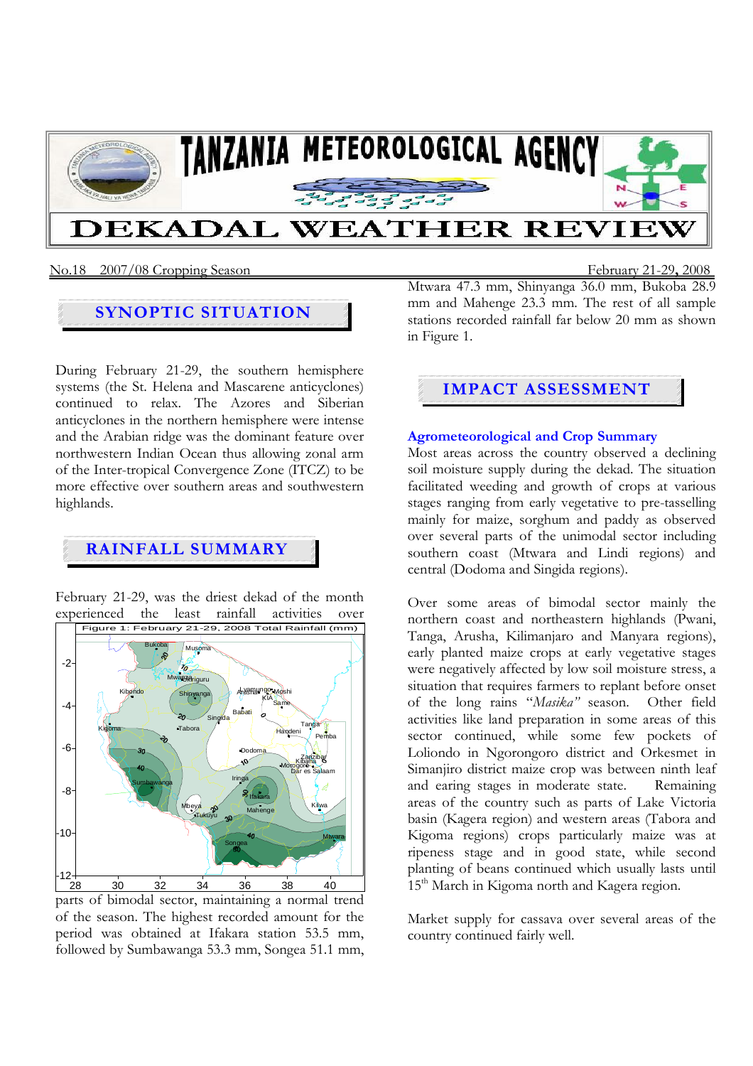# TANZANIA METEOROLOGICAL AGENCY

# DEKADAL WEATHER REVIEW

No.18 2007/08 Cropping Season February 21-29, 2008

## SYNOPTIC SITUATION

During February 21-29, the southern hemisphere systems (the St. Helena and Mascarene anticyclones) continued to relax. The Azores and Siberian anticyclones in the northern hemisphere were intense and the Arabian ridge was the dominant feature over northwestern Indian Ocean thus allowing zonal arm of the Inter-tropical Convergence Zone (ITCZ) to be more effective over southern areas and southwestern highlands.

## RAINFALL SUMMARY

February 21-29, was the driest dekad of the month experienced the least rainfall activities over parts of bimodal sector, maintaining a normal trend of the season. The highest recorded amount for the period was obtained at Ifakara station 53.5 mm, followed by Sumbawanga 53.3 mm, Songea 51.1 mm, Mtwara 47.3 mm, Shinyanga 36.0 mm, Bukoba 28.9 mm and Mahenge 23.3 mm. The rest of all sample stations recorded rainfall far below 20 mm as shown in Figure 1.

Figure 1: February 21-29, 2008 Total Rainfall (mm)

## IMPACT ASSESSMENT

### Agrometeorological and Crop Summary

Most areas across the country observed a declining soil moisture supply during the dekad. The situation facilitated weeding and growth of crops at various stages ranging from early vegetative to pre-tasselling mainly for maize, sorghum and paddy as observed over several parts of the unimodal sector including southern coast (Mtwara and Lindi regions) and central (Dodoma and Singida regions).

Over some areas of bimodal sector mainly the northern coast and northeastern highlands (Pwani, Tanga, Arusha, Kilimanjaro and Manyara regions), early planted maize crops at early vegetative stages were negatively affected by low soil moisture stress, a situation that requires farmers to replant before onset of the long rains "*Masika*" season. Other field activities like land preparation in some areas of this sector continued, while some few pockets of Loliondo in Ngorongoro district and Orkesmet in Simanjiro district maize crop was between ninth leaf and earing stages in moderate state. Remaining areas of the country such as parts of Lake Victoria basin (Kagera region) and western areas (Tabora and Kigoma regions) crops particularly maize was at ripeness stage and in good state, while second planting of beans continued which usually lasts until 15th March in Kigoma north and Kagera region.

Market supply for cassava over several areas of the country continued fairly well.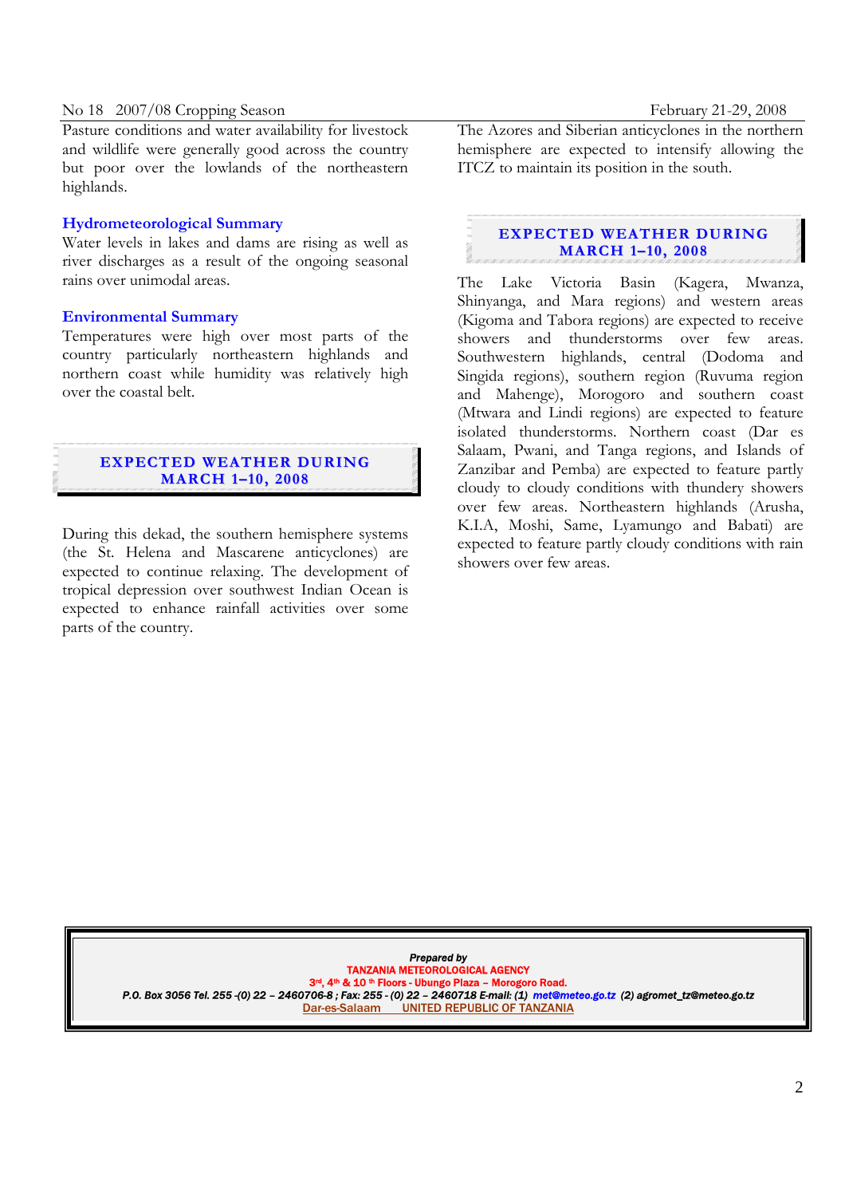Pasture conditions and water availability for livestock and wildlife were generally good across the country but poor over the lowlands of the northeastern highlands.

### Hydrometeorological Summary

Water levels in lakes and dams are rising as well as river discharges as a result of the ongoing seasonal rains over unimodal areas.

### Environmental Summary

Temperatures were high over most parts of the country particularly northeastern highlands and northern coast while humidity was relatively high over the coastal belt.

## EXPECTED WEATHER DURING MARCH 1–10, 2008

During this dekad, the southern hemisphere systems (the St. Helena and Mascarene anticyclones) are expected to continue relaxing. The development of tropical depression over southwest Indian Ocean is expected to enhance rainfall activities over some parts of the country.

The Azores and Siberian anticyclones in the northern hemisphere are expected to intensify allowing the ITCZ to maintain its position in the south.

## EXPECTED WEATHER DURING MARCH 1–10, 2008

The Lake Victoria Basin (Kagera, Mwanza, Shinyanga, and Mara regions) and western areas (Kigoma and Tabora regions) are expected to receive showers and thunderstorms over few areas. Southwestern highlands, central (Dodoma and Singida regions), southern region (Ruvuma region and Mahenge), Morogoro and southern coast (Mtwara and Lindi regions) are expected to feature isolated thunderstorms. Northern coast (Dar es Salaam, Pwani, and Tanga regions, and Islands of Zanzibar and Pemba) are expected to feature partly cloudy to cloudy conditions with thundery showers over few areas. Northeastern highlands (Arusha, K.I.A, Moshi, Same, Lyamungo and Babati) are expected to feature partly cloudy conditions with rain showers over few areas.

*Prepared by*
**TANZANIA METEOROLOGICAL AGENCY**
**3rd, 4th & 10th Floors - Ubungo Plaza – Morogoro Road.**
*P.O. Box 3056 Tel. 255 -(0) 22 – 2460706-8 ; Fax: 255 - (0) 22 – 2460718 E-mail: (1) met@meteo.go.tz (2) agromet_tz@meteo.go.tz*
Dar-es-Salaam UNITED REPUBLIC OF TANZANIA